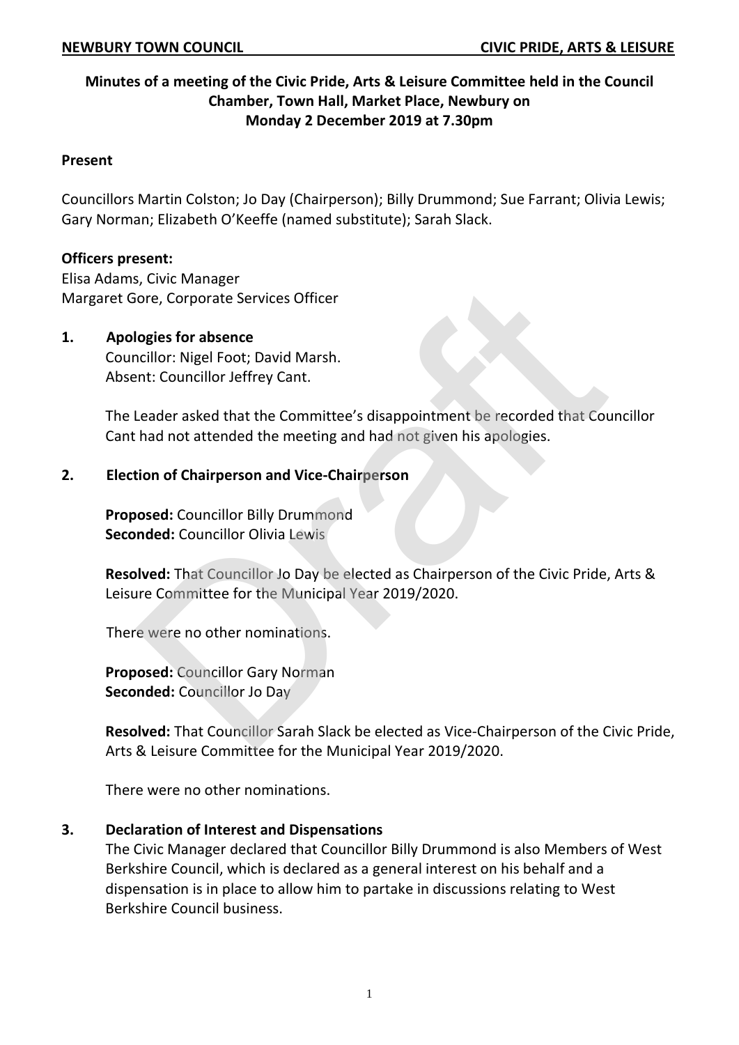**Minutes of a meeting of the Civic Pride, Arts & Leisure Committee held in the Council Chamber, Town Hall, Market Place, Newbury on Monday 2 December 2019 at 7.30pm**

**Present**

Councillors Martin Colston; Jo Day (Chairperson); Billy Drummond; Sue Farrant; Olivia Lewis; Gary Norman; Elizabeth O'Keeffe (named substitute); Sarah Slack.

**Officers present:**
Elisa Adams, Civic Manager
Margaret Gore, Corporate Services Officer

**1. Apologies for absence**

Councillor: Nigel Foot; David Marsh.
Absent: Councillor Jeffrey Cant.

The Leader asked that the Committee's disappointment be recorded that Councillor Cant had not attended the meeting and had not given his apologies.

**2. Election of Chairperson and Vice-Chairperson**

**Proposed:** Councillor Billy Drummond
**Seconded:** Councillor Olivia Lewis

**Resolved:** That Councillor Jo Day be elected as Chairperson of the Civic Pride, Arts & Leisure Committee for the Municipal Year 2019/2020.

There were no other nominations.

**Proposed:** Councillor Gary Norman
**Seconded:** Councillor Jo Day

**Resolved:** That Councillor Sarah Slack be elected as Vice-Chairperson of the Civic Pride, Arts & Leisure Committee for the Municipal Year 2019/2020.

There were no other nominations.

**3. Declaration of Interest and Dispensations**

The Civic Manager declared that Councillor Billy Drummond is also Members of West Berkshire Council, which is declared as a general interest on his behalf and a dispensation is in place to allow him to partake in discussions relating to West Berkshire Council business.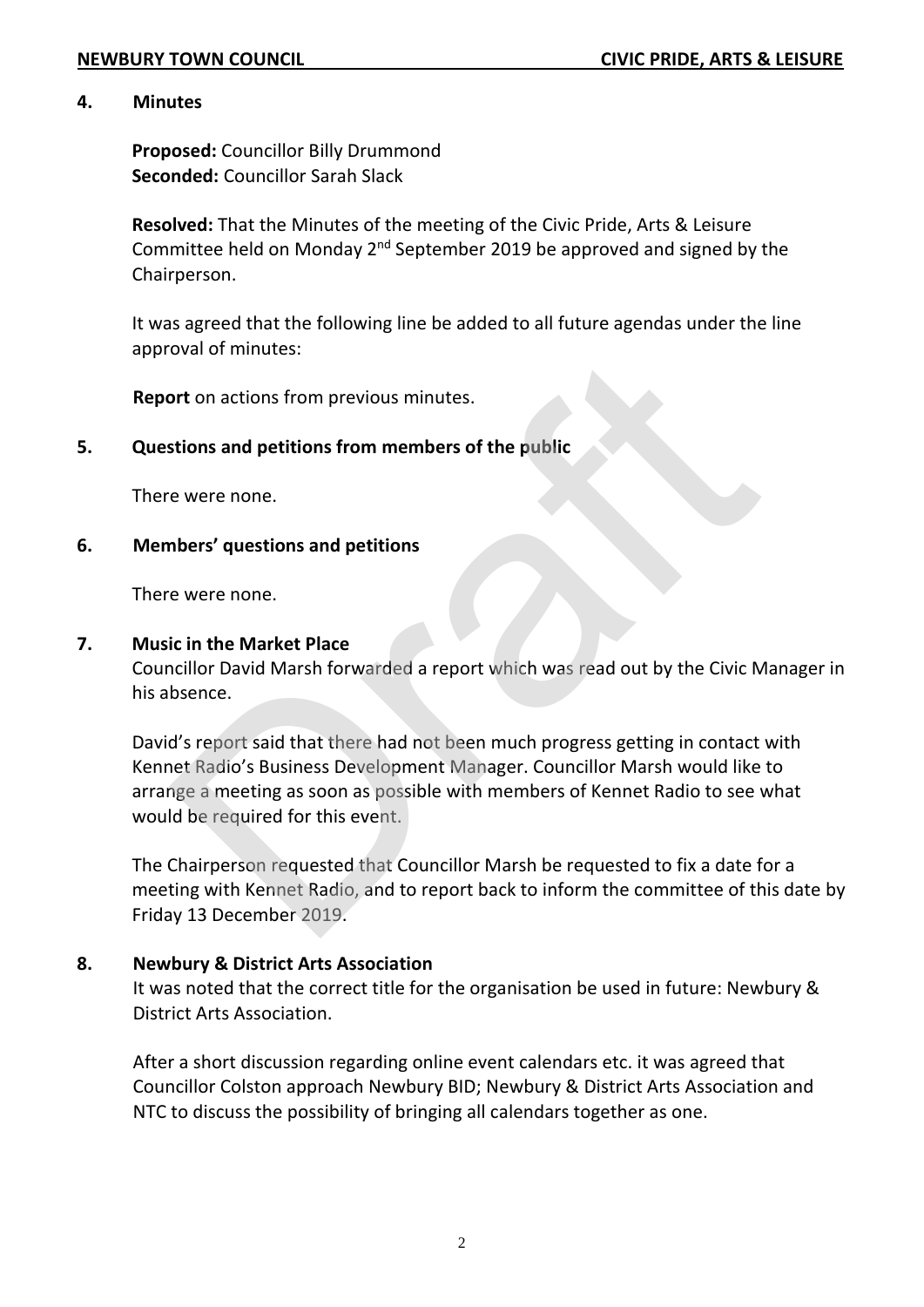## 4. Minutes

**Proposed:** Councillor Billy Drummond
**Seconded:** Councillor Sarah Slack

**Resolved:** That the Minutes of the meeting of the Civic Pride, Arts & Leisure Committee held on Monday 2nd September 2019 be approved and signed by the Chairperson.

It was agreed that the following line be added to all future agendas under the line approval of minutes:

**Report** on actions from previous minutes.

## 5. Questions and petitions from members of the public

There were none.

## 6. Members' questions and petitions

There were none.

## 7. Music in the Market Place

Councillor David Marsh forwarded a report which was read out by the Civic Manager in his absence.

David's report said that there had not been much progress getting in contact with Kennet Radio's Business Development Manager. Councillor Marsh would like to arrange a meeting as soon as possible with members of Kennet Radio to see what would be required for this event.

The Chairperson requested that Councillor Marsh be requested to fix a date for a meeting with Kennet Radio, and to report back to inform the committee of this date by Friday 13 December 2019.

## 8. Newbury & District Arts Association

It was noted that the correct title for the organisation be used in future: Newbury & District Arts Association.

After a short discussion regarding online event calendars etc. it was agreed that Councillor Colston approach Newbury BID; Newbury & District Arts Association and NTC to discuss the possibility of bringing all calendars together as one.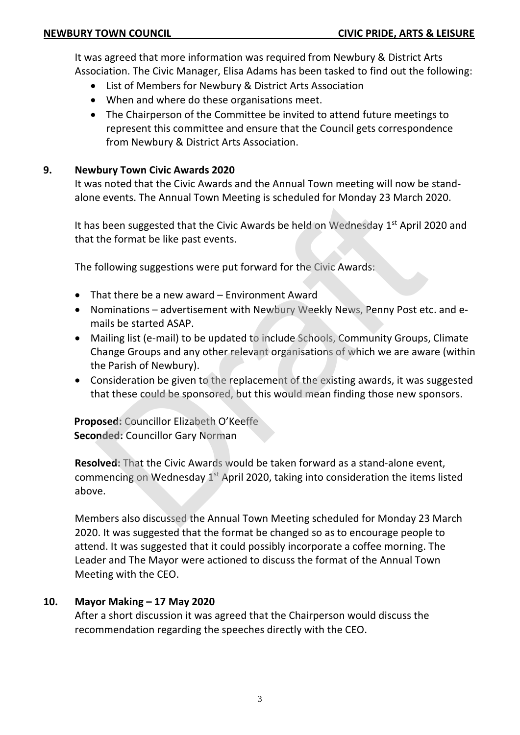It was agreed that more information was required from Newbury & District Arts Association. The Civic Manager, Elisa Adams has been tasked to find out the following:

- List of Members for Newbury & District Arts Association
- When and where do these organisations meet.
- The Chairperson of the Committee be invited to attend future meetings to represent this committee and ensure that the Council gets correspondence from Newbury & District Arts Association.

## 9. Newbury Town Civic Awards 2020

It was noted that the Civic Awards and the Annual Town meeting will now be stand-alone events. The Annual Town Meeting is scheduled for Monday 23 March 2020.

It has been suggested that the Civic Awards be held on Wednesday 1st April 2020 and that the format be like past events.

The following suggestions were put forward for the Civic Awards:

- That there be a new award – Environment Award
- Nominations – advertisement with Newbury Weekly News, Penny Post etc. and e-mails be started ASAP.
- Mailing list (e-mail) to be updated to include Schools, Community Groups, Climate Change Groups and any other relevant organisations of which we are aware (within the Parish of Newbury).
- Consideration be given to the replacement of the existing awards, it was suggested that these could be sponsored, but this would mean finding those new sponsors.

**Proposed:** Councillor Elizabeth O'Keeffe
**Seconded:** Councillor Gary Norman

**Resolved:** That the Civic Awards would be taken forward as a stand-alone event, commencing on Wednesday 1st April 2020, taking into consideration the items listed above.

Members also discussed the Annual Town Meeting scheduled for Monday 23 March 2020. It was suggested that the format be changed so as to encourage people to attend. It was suggested that it could possibly incorporate a coffee morning. The Leader and The Mayor were actioned to discuss the format of the Annual Town Meeting with the CEO.

## 10. Mayor Making – 17 May 2020

After a short discussion it was agreed that the Chairperson would discuss the recommendation regarding the speeches directly with the CEO.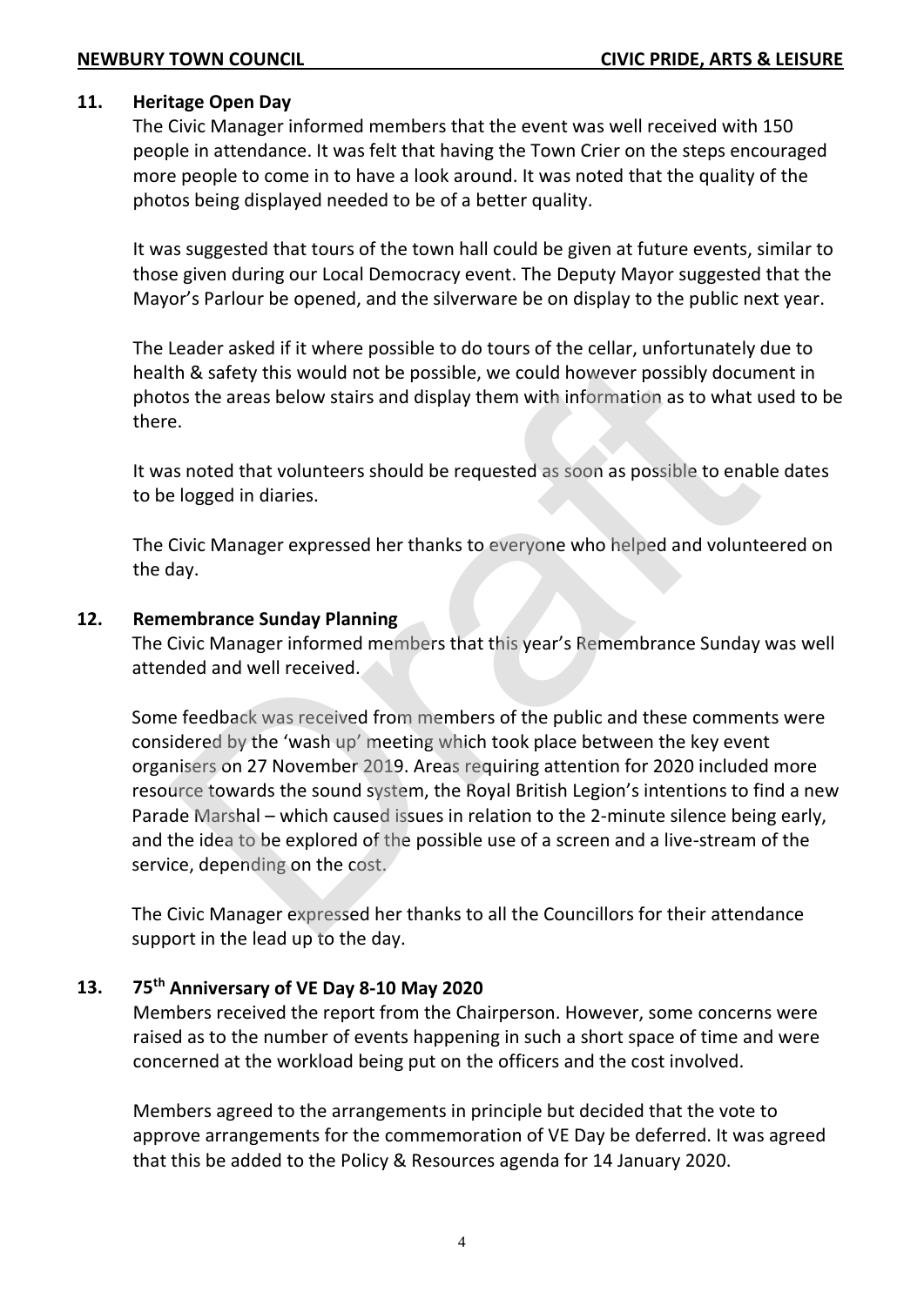## 11. Heritage Open Day

The Civic Manager informed members that the event was well received with 150 people in attendance. It was felt that having the Town Crier on the steps encouraged more people to come in to have a look around. It was noted that the quality of the photos being displayed needed to be of a better quality.

It was suggested that tours of the town hall could be given at future events, similar to those given during our Local Democracy event. The Deputy Mayor suggested that the Mayor's Parlour be opened, and the silverware be on display to the public next year.

The Leader asked if it where possible to do tours of the cellar, unfortunately due to health & safety this would not be possible, we could however possibly document in photos the areas below stairs and display them with information as to what used to be there.

It was noted that volunteers should be requested as soon as possible to enable dates to be logged in diaries.

The Civic Manager expressed her thanks to everyone who helped and volunteered on the day.

## 12. Remembrance Sunday Planning

The Civic Manager informed members that this year's Remembrance Sunday was well attended and well received.

Some feedback was received from members of the public and these comments were considered by the 'wash up' meeting which took place between the key event organisers on 27 November 2019. Areas requiring attention for 2020 included more resource towards the sound system, the Royal British Legion's intentions to find a new Parade Marshal – which caused issues in relation to the 2-minute silence being early, and the idea to be explored of the possible use of a screen and a live-stream of the service, depending on the cost.

The Civic Manager expressed her thanks to all the Councillors for their attendance support in the lead up to the day.

## 13. 75th Anniversary of VE Day 8-10 May 2020

Members received the report from the Chairperson. However, some concerns were raised as to the number of events happening in such a short space of time and were concerned at the workload being put on the officers and the cost involved.

Members agreed to the arrangements in principle but decided that the vote to approve arrangements for the commemoration of VE Day be deferred. It was agreed that this be added to the Policy & Resources agenda for 14 January 2020.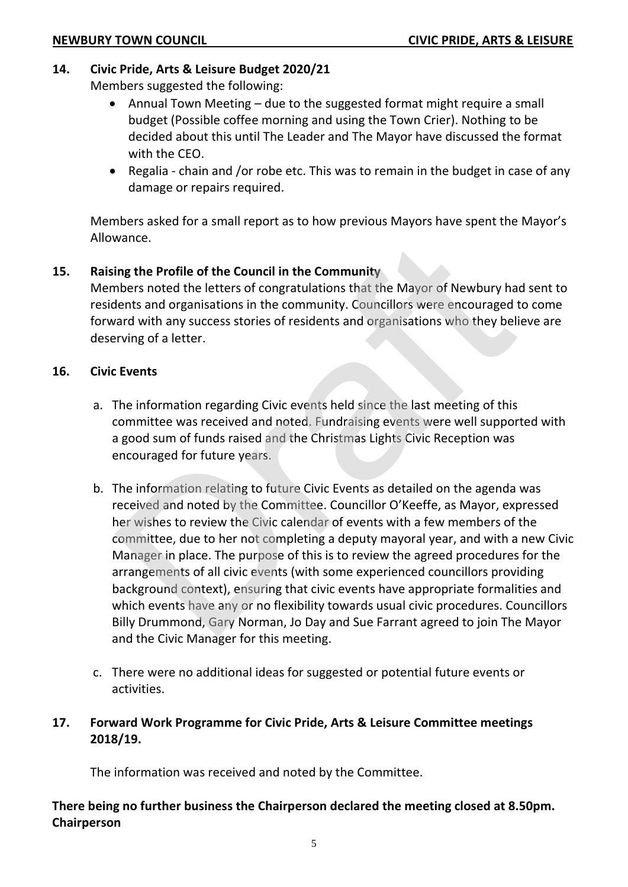## 14. Civic Pride, Arts & Leisure Budget 2020/21

Members suggested the following:

- Annual Town Meeting – due to the suggested format might require a small budget (Possible coffee morning and using the Town Crier). Nothing to be decided about this until The Leader and The Mayor have discussed the format with the CEO.
- Regalia - chain and /or robe etc. This was to remain in the budget in case of any damage or repairs required.

Members asked for a small report as to how previous Mayors have spent the Mayor's Allowance.

## 15. Raising the Profile of the Council in the Community

Members noted the letters of congratulations that the Mayor of Newbury had sent to residents and organisations in the community. Councillors were encouraged to come forward with any success stories of residents and organisations who they believe are deserving of a letter.

## 16. Civic Events

a. The information regarding Civic events held since the last meeting of this committee was received and noted. Fundraising events were well supported with a good sum of funds raised and the Christmas Lights Civic Reception was encouraged for future years.

b. The information relating to future Civic Events as detailed on the agenda was received and noted by the Committee. Councillor O'Keeffe, as Mayor, expressed her wishes to review the Civic calendar of events with a few members of the committee, due to her not completing a deputy mayoral year, and with a new Civic Manager in place. The purpose of this is to review the agreed procedures for the arrangements of all civic events (with some experienced councillors providing background context), ensuring that civic events have appropriate formalities and which events have any or no flexibility towards usual civic procedures. Councillors Billy Drummond, Gary Norman, Jo Day and Sue Farrant agreed to join The Mayor and the Civic Manager for this meeting.

c. There were no additional ideas for suggested or potential future events or activities.

## 17. Forward Work Programme for Civic Pride, Arts & Leisure Committee meetings 2018/19.

The information was received and noted by the Committee.

**There being no further business the Chairperson declared the meeting closed at 8.50pm.**
**Chairperson**